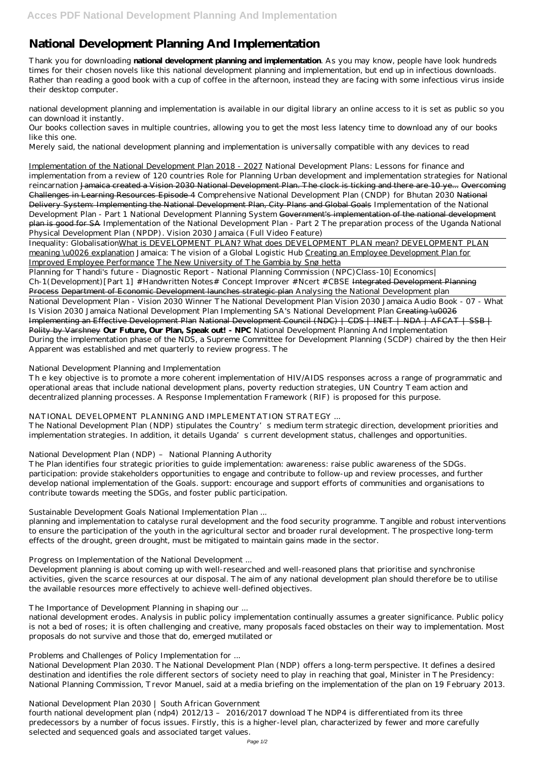# National Development Planning And Implementation

Thank you for downloading **national development planning and implementation**. As you may know, people have look hundreds times for their chosen novels like this national development planning and implementation, but end up in infectious downloads. Rather than reading a good book with a cup of coffee in the afternoon, instead they are facing with some infectious virus inside their desktop computer.

national development planning and implementation is available in our digital library an online access to it is set as public so you can download it instantly.

Our books collection saves in multiple countries, allowing you to get the most less latency time to download any of our books like this one.

Merely said, the national development planning and implementation is universally compatible with any devices to read

Implementation of the National Development Plan 2018 - 2027 *National Development Plans: Lessons for finance and implementation from a review of 120 countries* *Role for Planning Urban development and implementation strategies for National reincarnation* ~~Jamaica created a Vision 2030 National Development Plan. The clock is ticking and there are 10 ye...~~ ~~Overcoming Challenges in Learning Resources Episode 4~~ *Comprehensive National Development Plan (CNDP) for Bhutan 2030* ~~National Delivery System: Implementing the National Development Plan, City Plans and Global Goals~~ *Implementation of the National Development Plan - Part 1* *National Development Planning System* ~~Government's implementation of the national development plan is good for SA~~ *Implementation of the National Development Plan - Part 2* *The preparation process of the Uganda National Physical Development Plan (NPDP).* *Vision 2030 Jamaica (Full Video Feature)*

Inequality: GlobalisationWhat is DEVELOPMENT PLAN? What does DEVELOPMENT PLAN mean? DEVELOPMENT PLAN meaning \u0026 explanation *Jamaica: The vision of a Global Logistic Hub* Creating an Employee Development Plan for Improved Employee Performance The New University of The Gambia by Snøhetta

Planning for Thandi's future - Diagnostic Report - National Planning Commission (NPC)*Class-10|Economics| Ch-1(Development)[Part 1] #Handwritten Notes# Concept Improver #Ncert #CBSE* ~~Integrated Development Planning Process~~ ~~Department of Economic Development launches strategic plan~~ *Analysing the National Development plan*

National Development Plan - Vision 2030 Winner The National Development Plan *Vision 2030 Jamaica Audio Book - 07 - What Is Vision 2030 Jamaica National Development Plan* *Implementing SA's National Development Plan* ~~Creating \u0026 Implementing an Effective Development Plan~~ ~~National Development Council (NDC) | CDS | INET | NDA | AFCAT | SSB | Polity by Varshney~~ **Our Future, Our Plan, Speak out! - NPC** *National Development Planning And Implementation*

During the implementation phase of the NDS, a Supreme Committee for Development Planning (SCDP) chaired by the then Heir Apparent was established and met quarterly to review progress. The

*National Development Planning and Implementation*

Th e key objective is to promote a more coherent implementation of HIV/AIDS responses across a range of programmatic and operational areas that include national development plans, poverty reduction strategies, UN Country Team action and decentralized planning processes. A Response Implementation Framework (RIF) is proposed for this purpose.

*NATIONAL DEVELOPMENT PLANNING AND IMPLEMENTATION STRATEGY ...*

The National Development Plan (NDP) stipulates the Country's medium term strategic direction, development priorities and implementation strategies. In addition, it details Uganda's current development status, challenges and opportunities.

*National Development Plan (NDP) – National Planning Authority*

The Plan identifies four strategic priorities to guide implementation: awareness: raise public awareness of the SDGs. participation: provide stakeholders opportunities to engage and contribute to follow-up and review processes, and further develop national implementation of the Goals. support: encourage and support efforts of communities and organisations to contribute towards meeting the SDGs, and foster public participation.

*Sustainable Development Goals National Implementation Plan ...*

planning and implementation to catalyse rural development and the food security programme. Tangible and robust interventions to ensure the participation of the youth in the agricultural sector and broader rural development. The prospective long-term effects of the drought, green drought, must be mitigated to maintain gains made in the sector.

*Progress on Implementation of the National Development ...*

Development planning is about coming up with well-researched and well-reasoned plans that prioritise and synchronise activities, given the scarce resources at our disposal. The aim of any national development plan should therefore be to utilise the available resources more effectively to achieve well-defined objectives.

*The Importance of Development Planning in shaping our ...*

national development erodes. Analysis in public policy implementation continually assumes a greater significance. Public policy is not a bed of roses; it is often challenging and creative, many proposals faced obstacles on their way to implementation. Most proposals do not survive and those that do, emerged mutilated or

*Problems and Challenges of Policy Implementation for ...*

National Development Plan 2030. The National Development Plan (NDP) offers a long-term perspective. It defines a desired destination and identifies the role different sectors of society need to play in reaching that goal, Minister in The Presidency: National Planning Commission, Trevor Manuel, said at a media briefing on the implementation of the plan on 19 February 2013.

*National Development Plan 2030 | South African Government*

fourth national development plan (ndp4) 2012/13 – 2016/2017 download The NDP4 is differentiated from its three predecessors by a number of focus issues. Firstly, this is a higher-level plan, characterized by fewer and more carefully selected and sequenced goals and associated target values.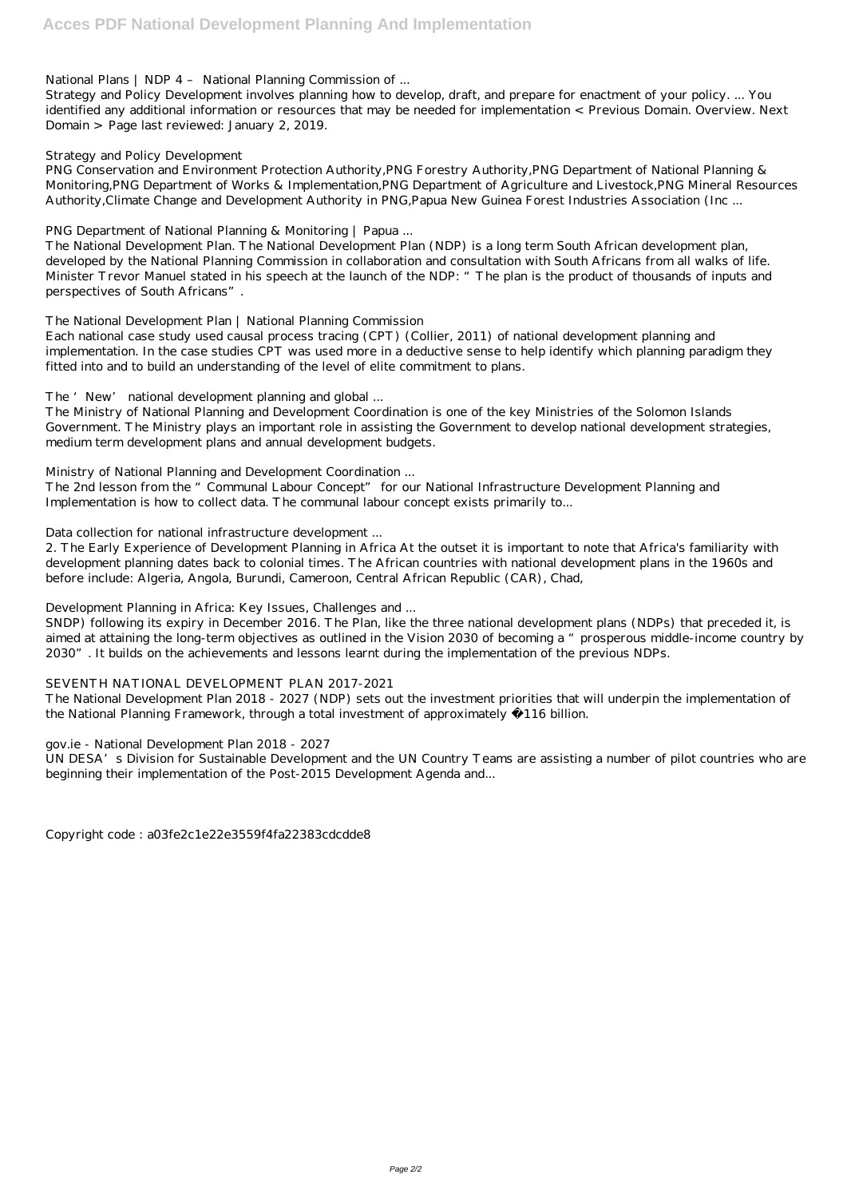National Plans | NDP 4 – National Planning Commission of ...

Strategy and Policy Development involves planning how to develop, draft, and prepare for enactment of your policy. ... You identified any additional information or resources that may be needed for implementation < Previous Domain. Overview. Next Domain > Page last reviewed: January 2, 2019.

Strategy and Policy Development

PNG Conservation and Environment Protection Authority,PNG Forestry Authority,PNG Department of National Planning & Monitoring,PNG Department of Works & Implementation,PNG Department of Agriculture and Livestock,PNG Mineral Resources Authority,Climate Change and Development Authority in PNG,Papua New Guinea Forest Industries Association (Inc ...

PNG Department of National Planning & Monitoring | Papua ...

The National Development Plan. The National Development Plan (NDP) is a long term South African development plan, developed by the National Planning Commission in collaboration and consultation with South Africans from all walks of life. Minister Trevor Manuel stated in his speech at the launch of the NDP: "The plan is the product of thousands of inputs and perspectives of South Africans".

The National Development Plan | National Planning Commission

Each national case study used causal process tracing (CPT) (Collier, 2011) of national development planning and implementation. In the case studies CPT was used more in a deductive sense to help identify which planning paradigm they fitted into and to build an understanding of the level of elite commitment to plans.

The 'New' national development planning and global ...

The Ministry of National Planning and Development Coordination is one of the key Ministries of the Solomon Islands Government. The Ministry plays an important role in assisting the Government to develop national development strategies, medium term development plans and annual development budgets.

Ministry of National Planning and Development Coordination ...

The 2nd lesson from the "Communal Labour Concept" for our National Infrastructure Development Planning and Implementation is how to collect data. The communal labour concept exists primarily to...

Data collection for national infrastructure development ...

2. The Early Experience of Development Planning in Africa At the outset it is important to note that Africa's familiarity with development planning dates back to colonial times. The African countries with national development plans in the 1960s and before include: Algeria, Angola, Burundi, Cameroon, Central African Republic (CAR), Chad,

Development Planning in Africa: Key Issues, Challenges and ...

SNDP) following its expiry in December 2016. The Plan, like the three national development plans (NDPs) that preceded it, is aimed at attaining the long-term objectives as outlined in the Vision 2030 of becoming a "prosperous middle-income country by 2030". It builds on the achievements and lessons learnt during the implementation of the previous NDPs.

SEVENTH NATIONAL DEVELOPMENT PLAN 2017-2021

The National Development Plan 2018 - 2027 (NDP) sets out the investment priorities that will underpin the implementation of the National Planning Framework, through a total investment of approximately �116 billion.

gov.ie - National Development Plan 2018 - 2027

UN DESA's Division for Sustainable Development and the UN Country Teams are assisting a number of pilot countries who are beginning their implementation of the Post-2015 Development Agenda and...

Copyright code : a03fe2c1e22e3559f4fa22383cdcdde8